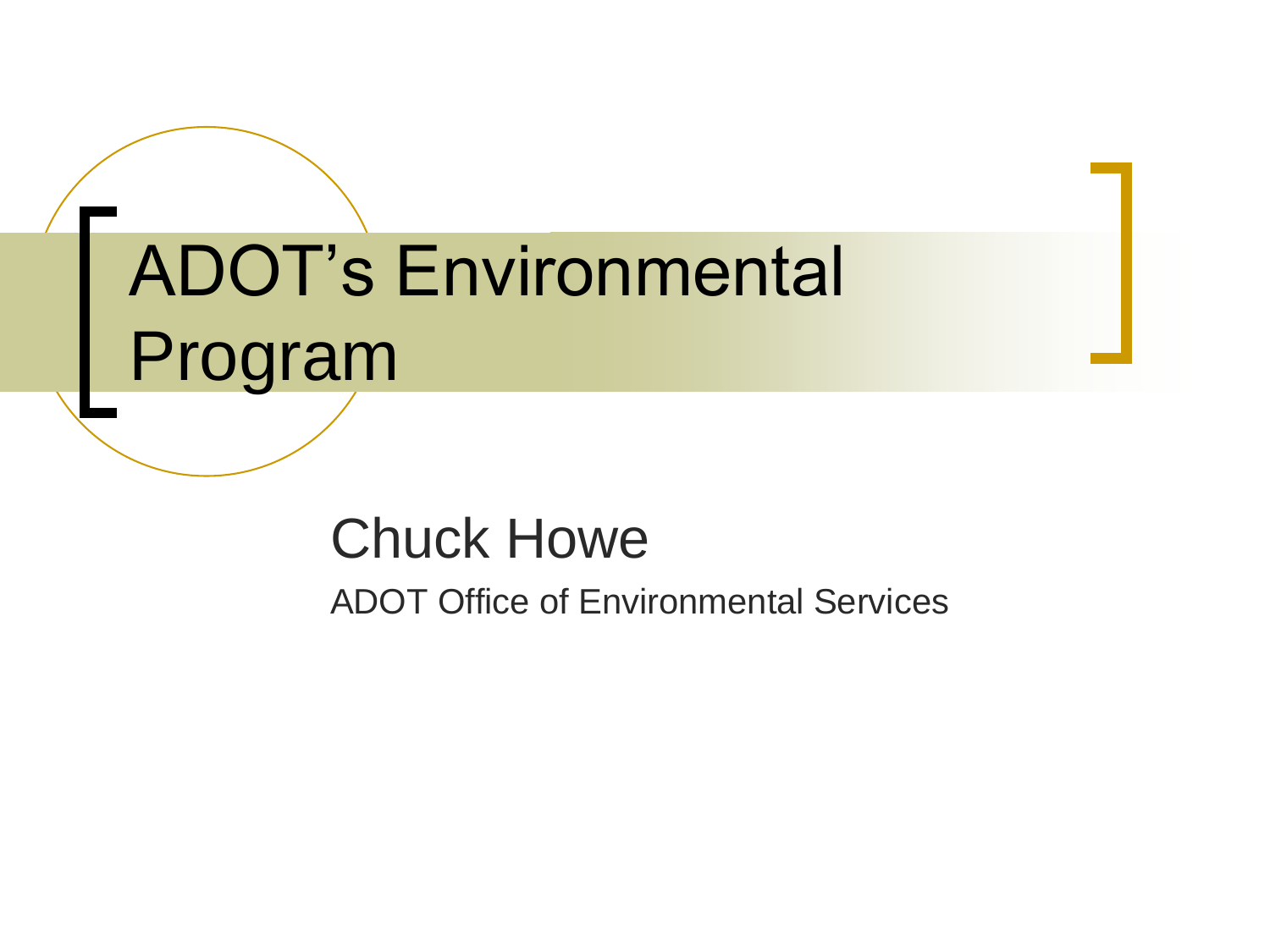# ADOT's Environmental Program

## Chuck Howe

ADOT Office of Environmental Services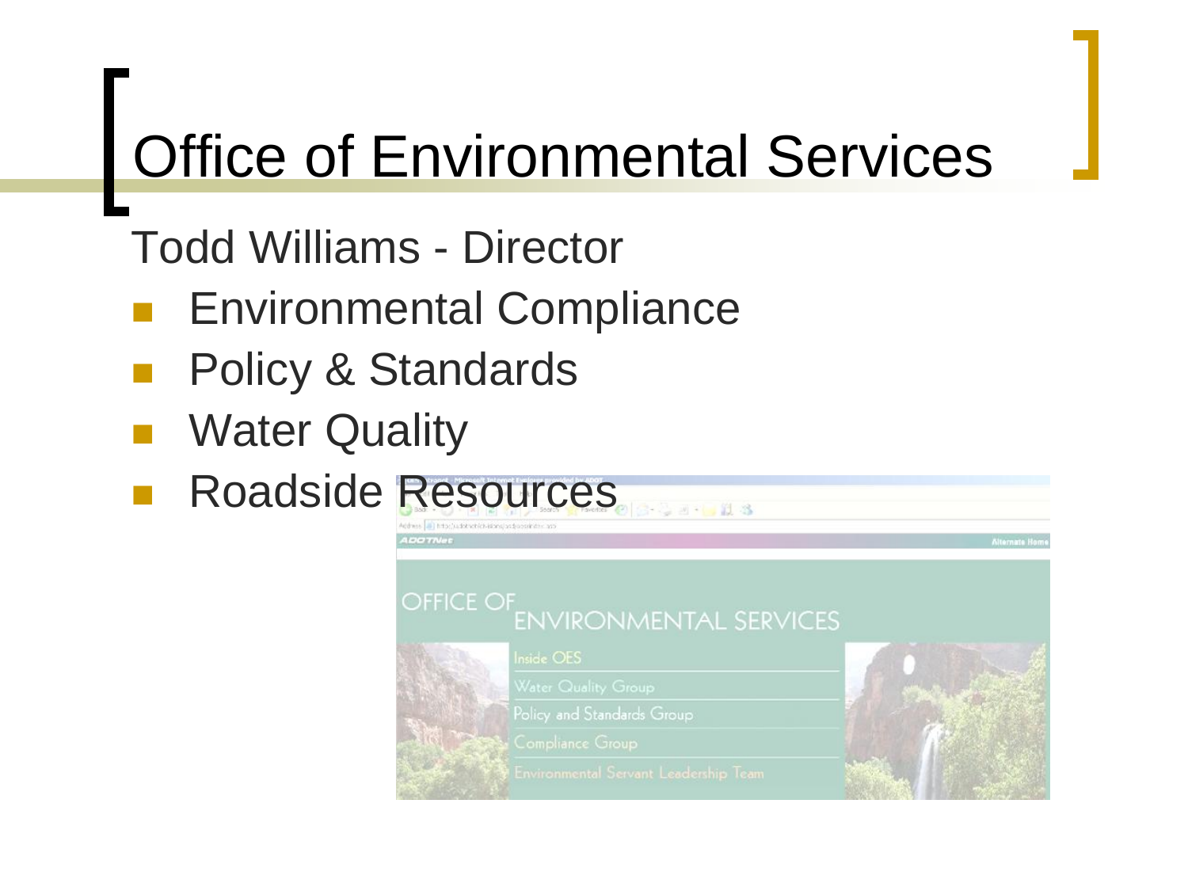# Office of Environmental Services

Todd Williams - Director

- Environmental Compliance
- Policy & Standards
- Water Quality
- Roadside Resources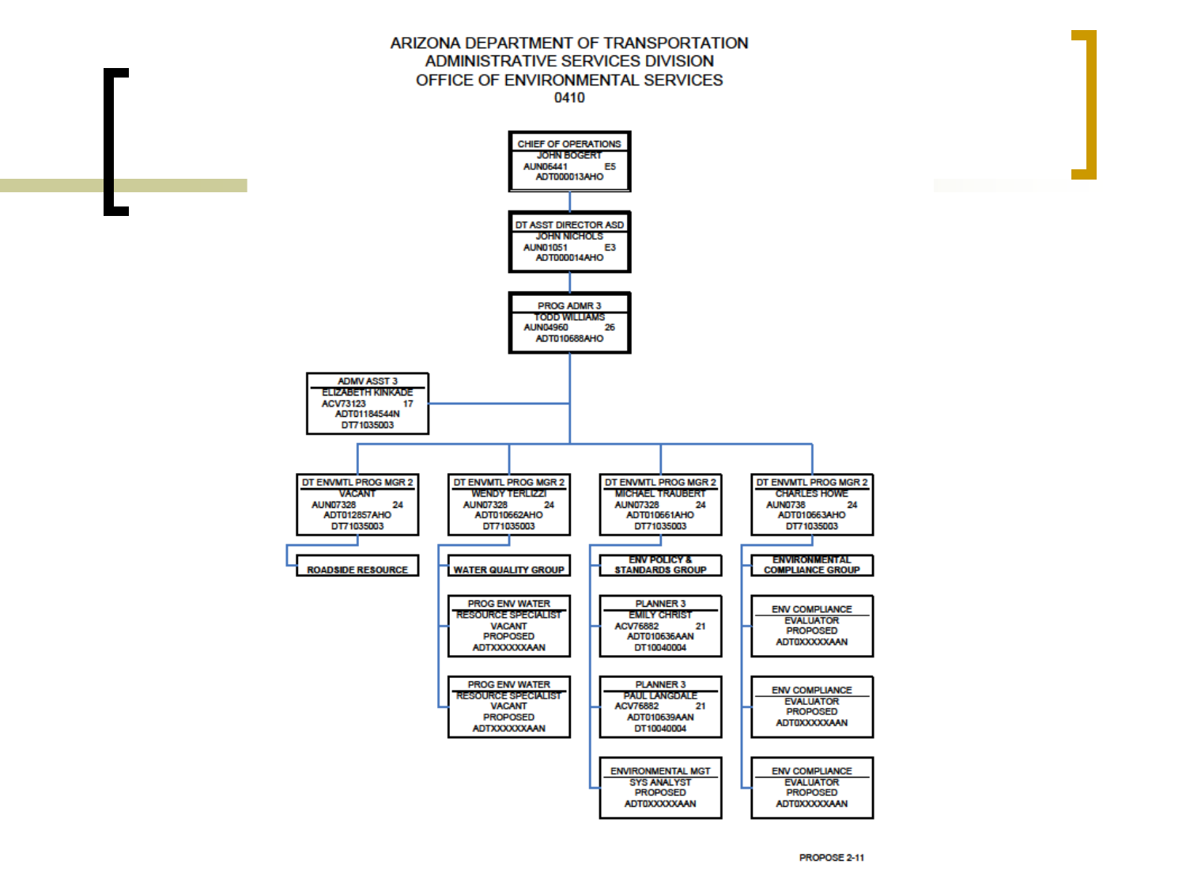# ARIZONA DEPARTMENT OF TRANSPORTATION
## ADMINISTRATIVE SERVICES DIVISION
## OFFICE OF ENVIRONMENTAL SERVICES
## 0410

**CHIEF OF OPERATIONS**
JOHN BOGERT
AUN06441 E5
ADT000013AHO

**DT ASST DIRECTOR ASD**
JOHN NICHOLS
AUN01051 E3
ADT000014AHO

**PROG ADMR 3**
TODD WILLIAMS
AUN04960 26
ADT010688AHO

**ADMV ASST 3**
ELIZABETH KINKADE
ACV73123 17
ADT01184544N
DT71035003

**DT ENVMTL PROG MGR 2**
VACANT
AUN07328 24
ADT012857AHO
DT71035003

- ROADSIDE RESOURCE

**DT ENVMTL PROG MGR 2**
WENDY TERLIZZI
AUN07328 24
ADT010662AHO
DT71035003

- WATER QUALITY GROUP
- PROG ENV WATER RESOURCE SPECIALIST — VACANT — PROPOSED — ADTXXXXXXAAN
- PROG ENV WATER RESOURCE SPECIALIST — VACANT — PROPOSED — ADTXXXXXXAAN

**DT ENVMTL PROG MGR 2**
MICHAEL TRAUBERT
AUN07328 24
ADT010661AHO
DT71035003

- ENV POLICY & STANDARDS GROUP
- PLANNER 3 — EMILY CHRIST — ACV76882 21 — ADT010636AAN — DT10040004
- PLANNER 3 — PAUL LANGDALE — ACV76882 21 — ADT010639AAN — DT10040004
- ENVIRONMENTAL MGT SYS ANALYST — PROPOSED — ADT0XXXXXXAAN

**DT ENVMTL PROG MGR 2**
CHARLES HOWE
AUN0738 24
ADT010663AHO
DT71035003

- ENVIRONMENTAL COMPLIANCE GROUP
- ENV COMPLIANCE EVALUATOR — PROPOSED — ADT0XXXXXXAAN
- ENV COMPLIANCE EVALUATOR — PROPOSED — ADT0XXXXXXAAN
- ENV COMPLIANCE EVALUATOR — PROPOSED — ADT0XXXXXXAAN

PROPOSE 2-11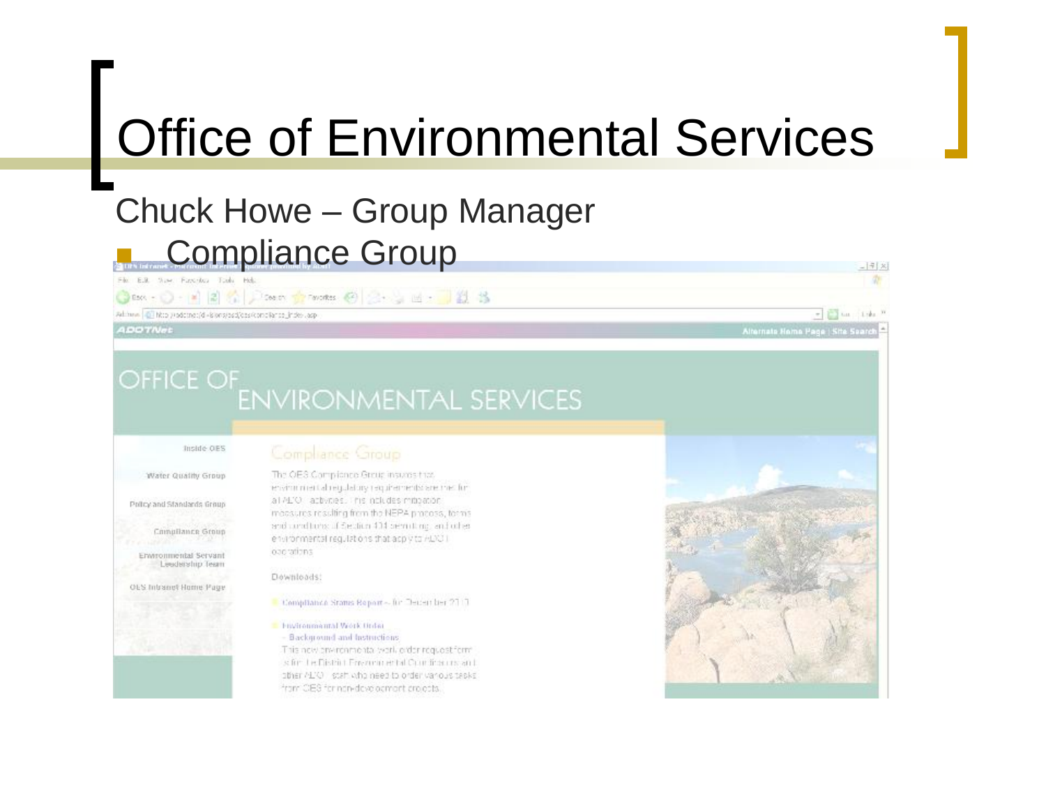# Office of Environmental Services

Chuck Howe – Group Manager

- Compliance Group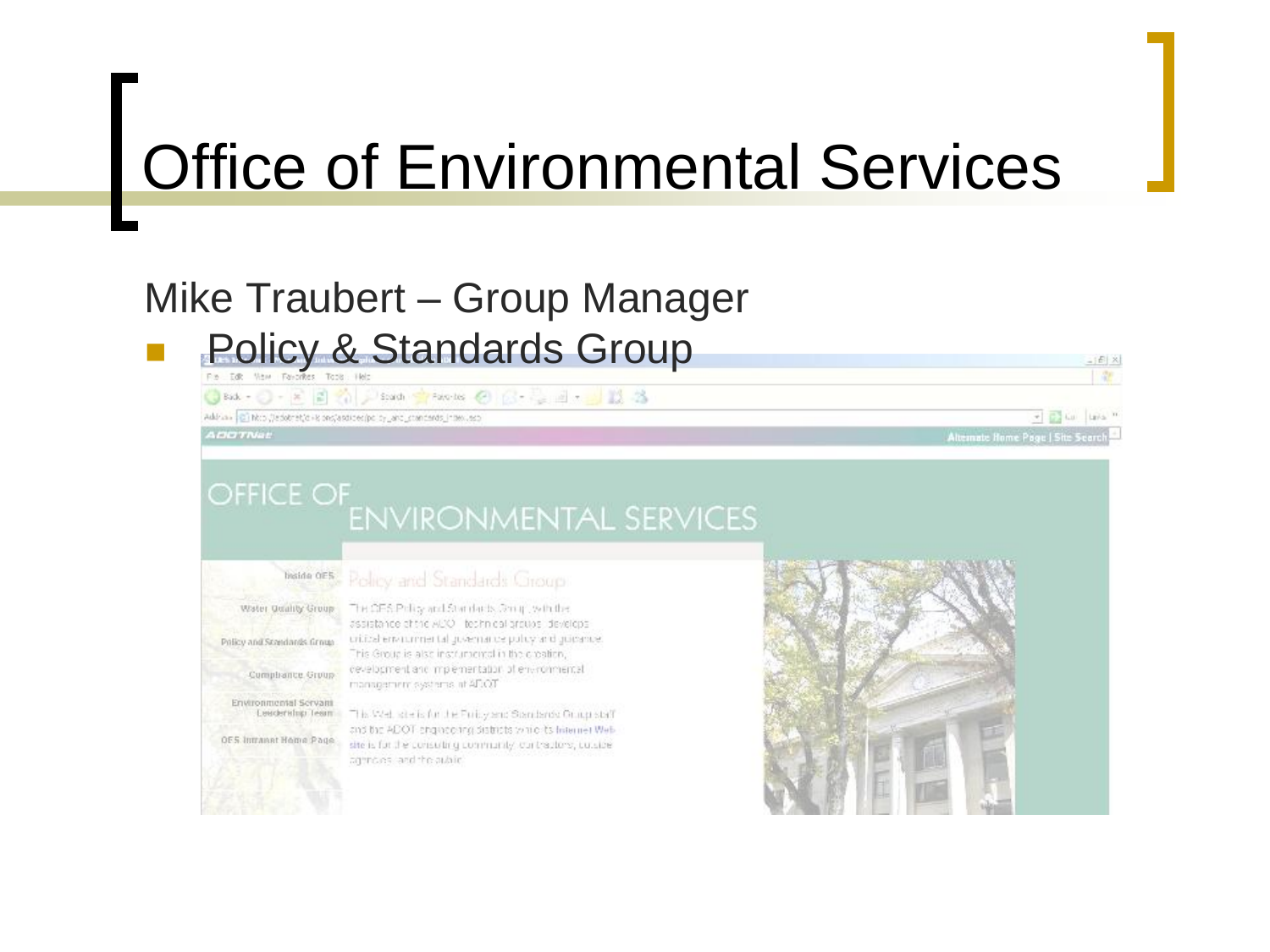# Office of Environmental Services

Mike Traubert – Group Manager

- Policy & Standards Group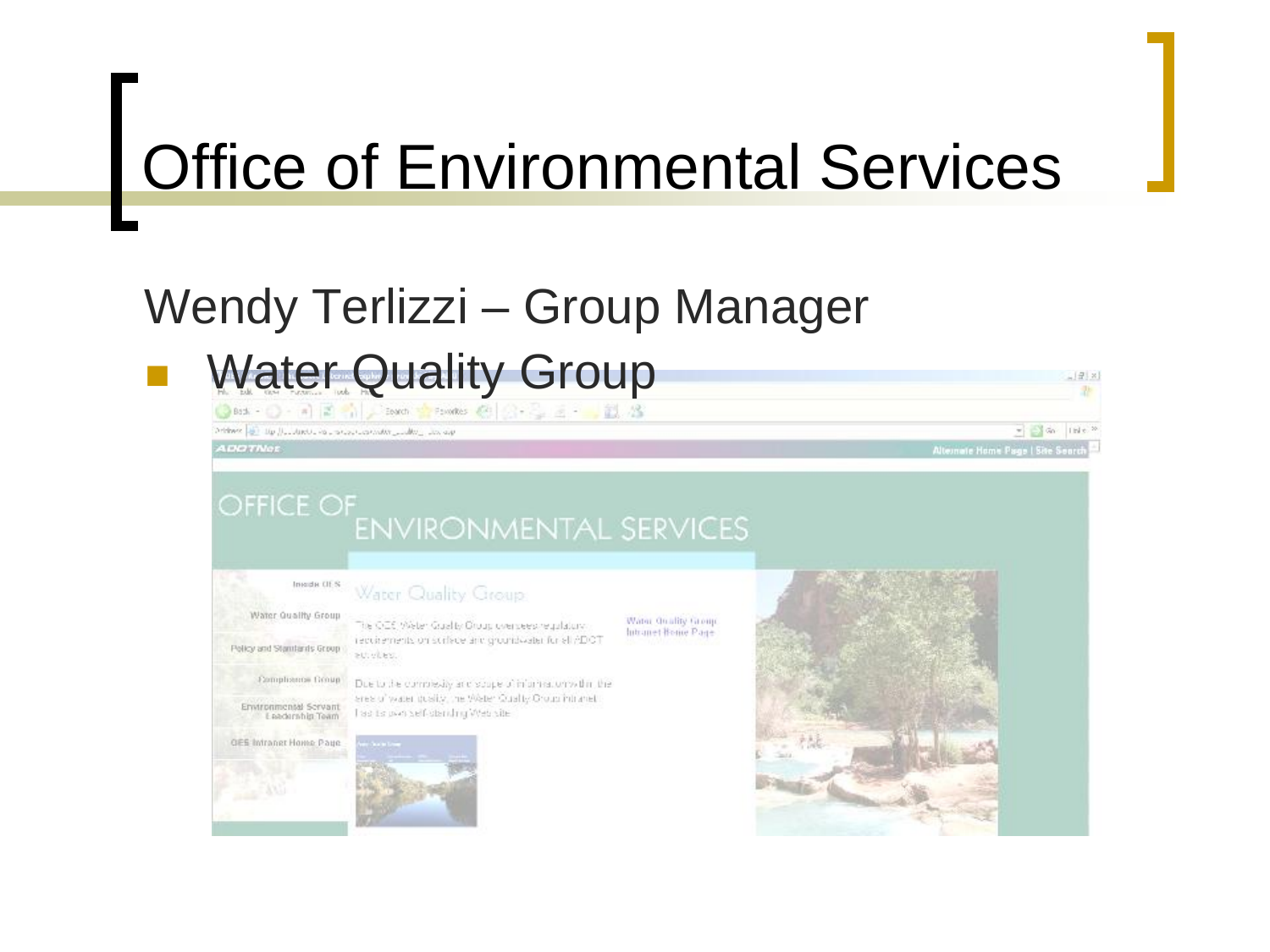# Office of Environmental Services

Wendy Terlizzi – Group Manager

- Water Quality Group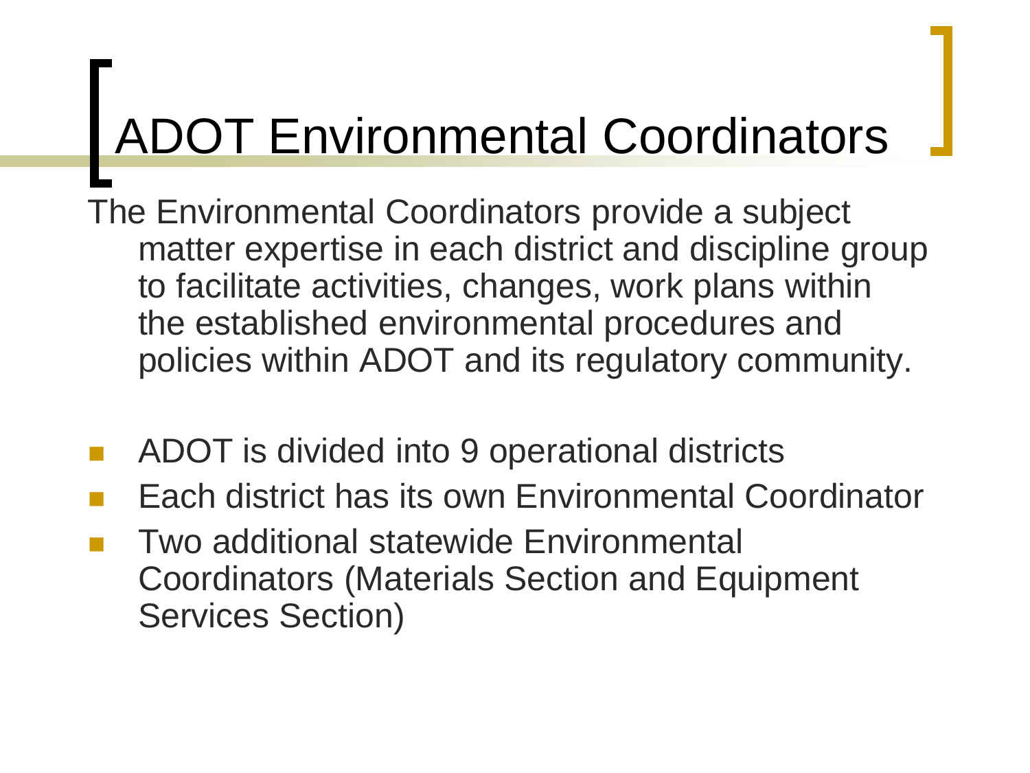# ADOT Environmental Coordinators

The Environmental Coordinators provide a subject matter expertise in each district and discipline group to facilitate activities, changes, work plans within the established environmental procedures and policies within ADOT and its regulatory community.

- ADOT is divided into 9 operational districts
- Each district has its own Environmental Coordinator
- Two additional statewide Environmental Coordinators (Materials Section and Equipment Services Section)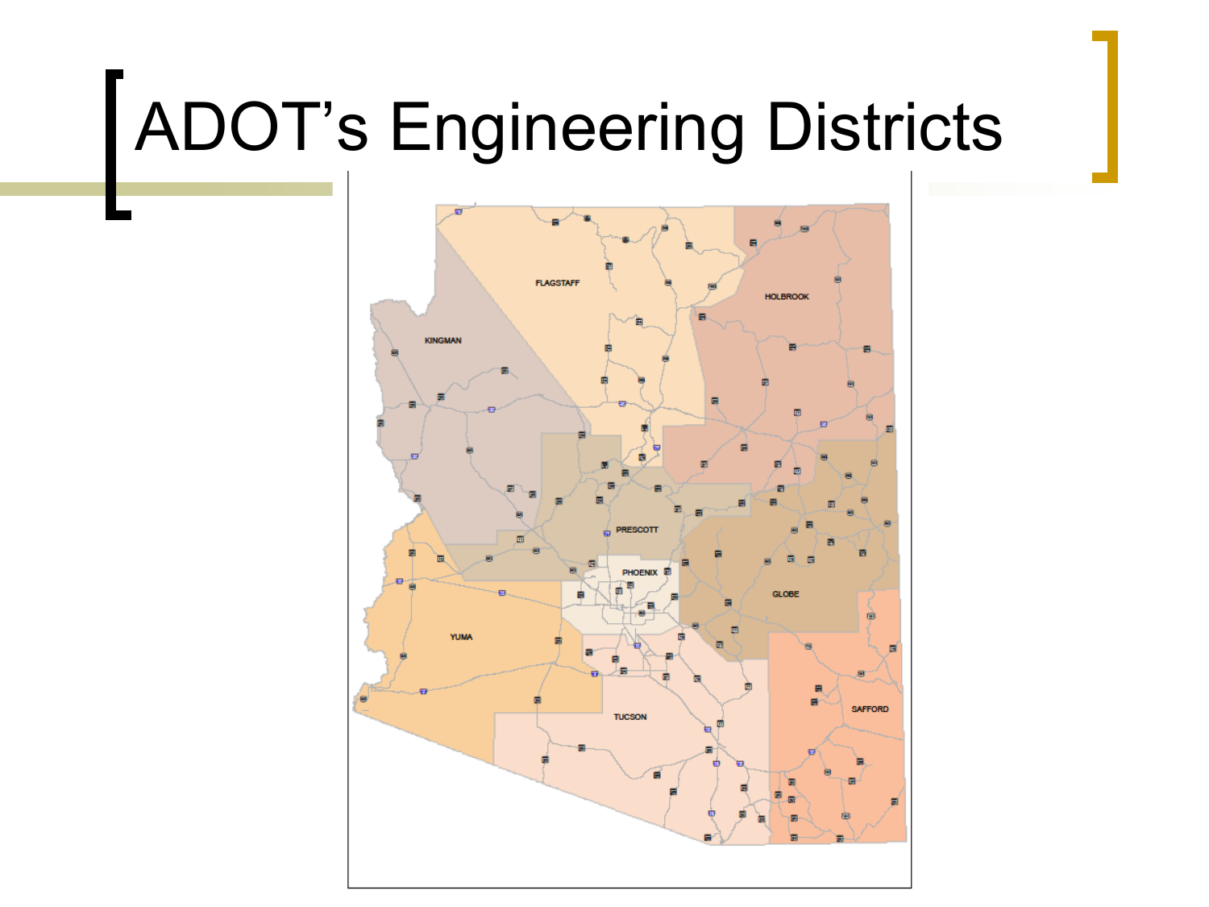# ADOT's Engineering Districts

FLAGSTAFF

HOLBROOK

KINGMAN

PRESCOTT

PHOENIX

GLOBE

YUMA

TUCSON

SAFFORD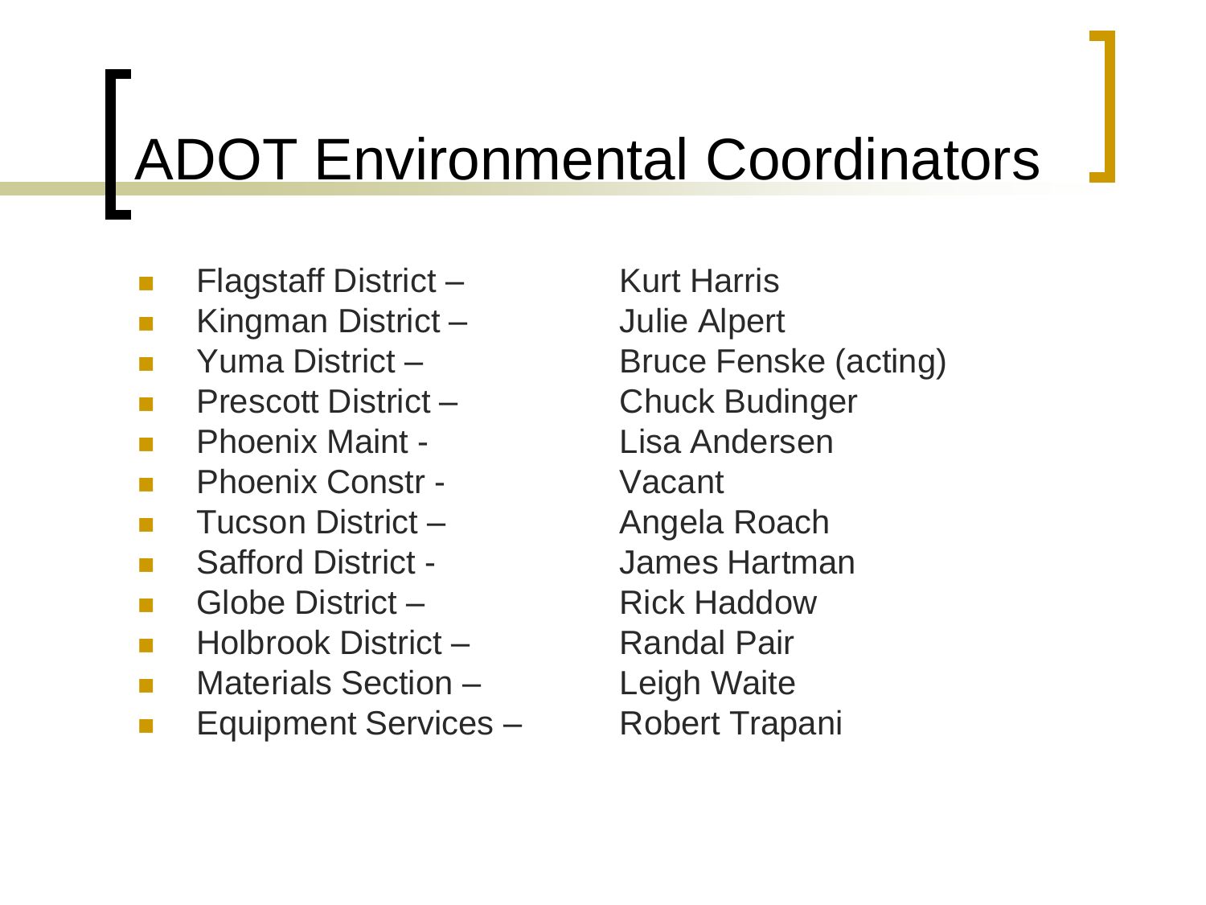# ADOT Environmental Coordinators

- Flagstaff District – Kurt Harris
- Kingman District – Julie Alpert
- Yuma District – Bruce Fenske (acting)
- Prescott District – Chuck Budinger
- Phoenix Maint - Lisa Andersen
- Phoenix Constr - Vacant
- Tucson District – Angela Roach
- Safford District - James Hartman
- Globe District – Rick Haddow
- Holbrook District – Randal Pair
- Materials Section – Leigh Waite
- Equipment Services – Robert Trapani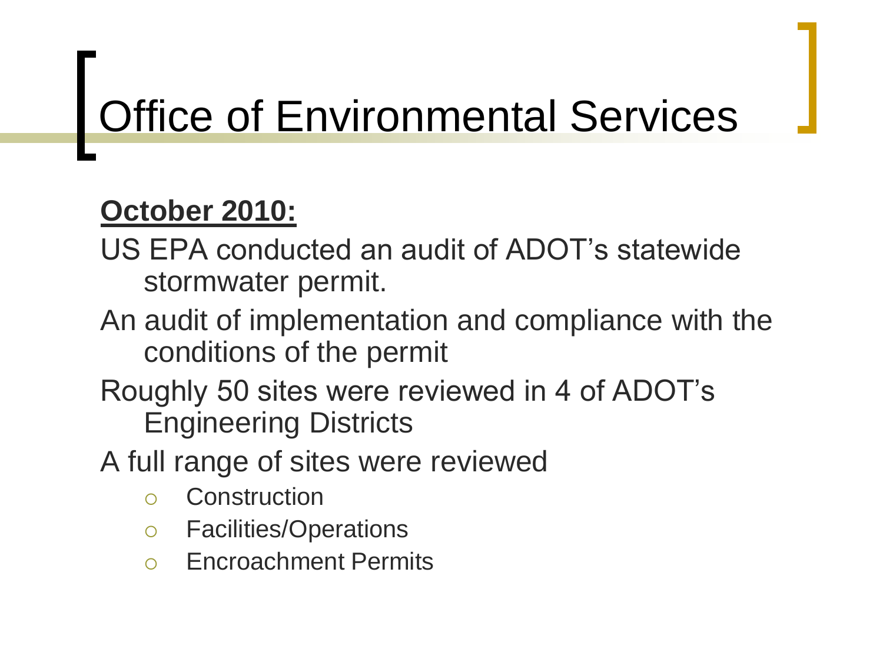# Office of Environmental Services

**October 2010:**

US EPA conducted an audit of ADOT's statewide stormwater permit.

An audit of implementation and compliance with the conditions of the permit

Roughly 50 sites were reviewed in 4 of ADOT's Engineering Districts

A full range of sites were reviewed

- Construction
- Facilities/Operations
- Encroachment Permits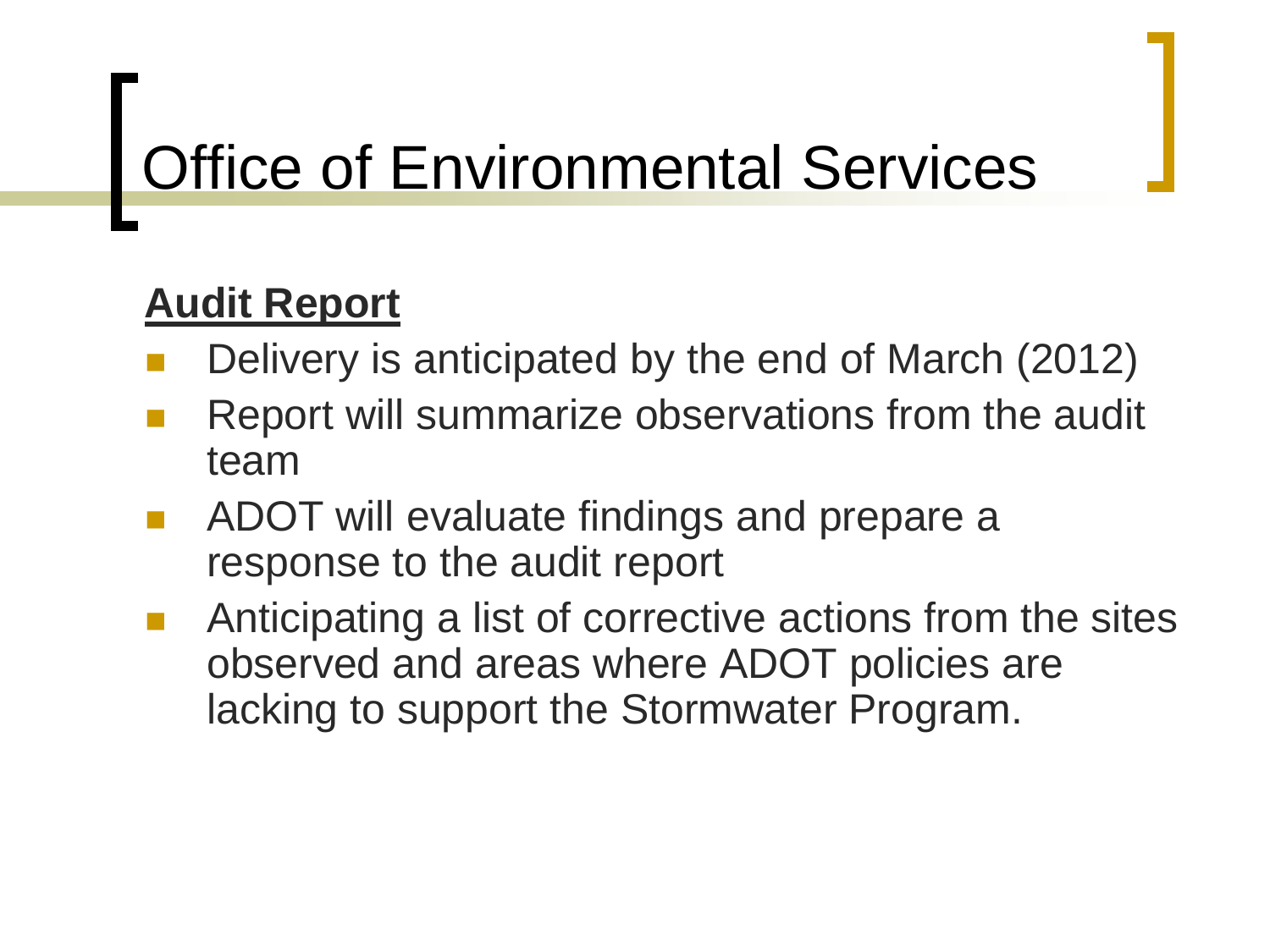# Office of Environmental Services

**Audit Report**

- Delivery is anticipated by the end of March (2012)
- Report will summarize observations from the audit team
- ADOT will evaluate findings and prepare a response to the audit report
- Anticipating a list of corrective actions from the sites observed and areas where ADOT policies are lacking to support the Stormwater Program.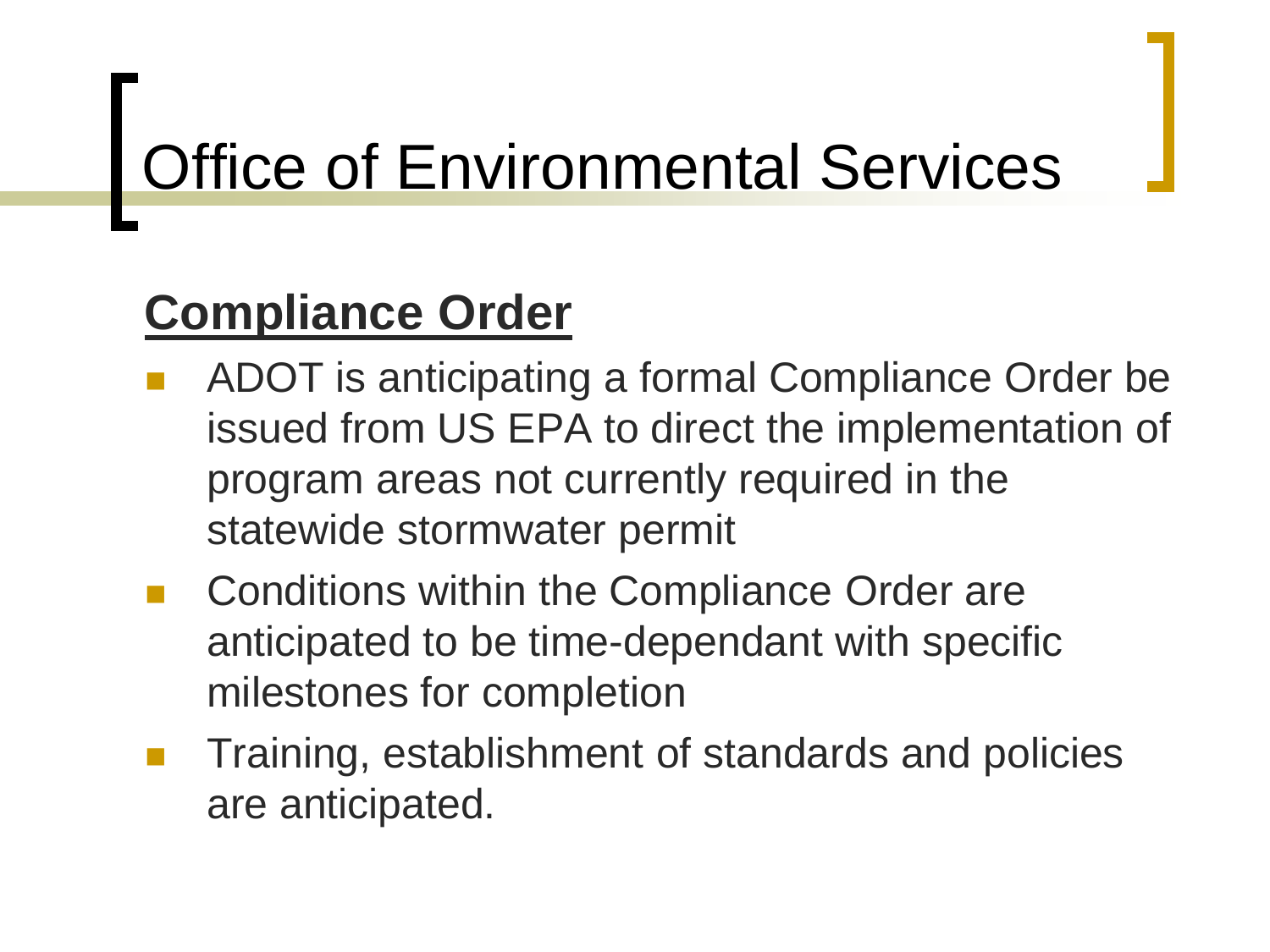# Office of Environmental Services

## Compliance Order

- ADOT is anticipating a formal Compliance Order be issued from US EPA to direct the implementation of program areas not currently required in the statewide stormwater permit
- Conditions within the Compliance Order are anticipated to be time-dependant with specific milestones for completion
- Training, establishment of standards and policies are anticipated.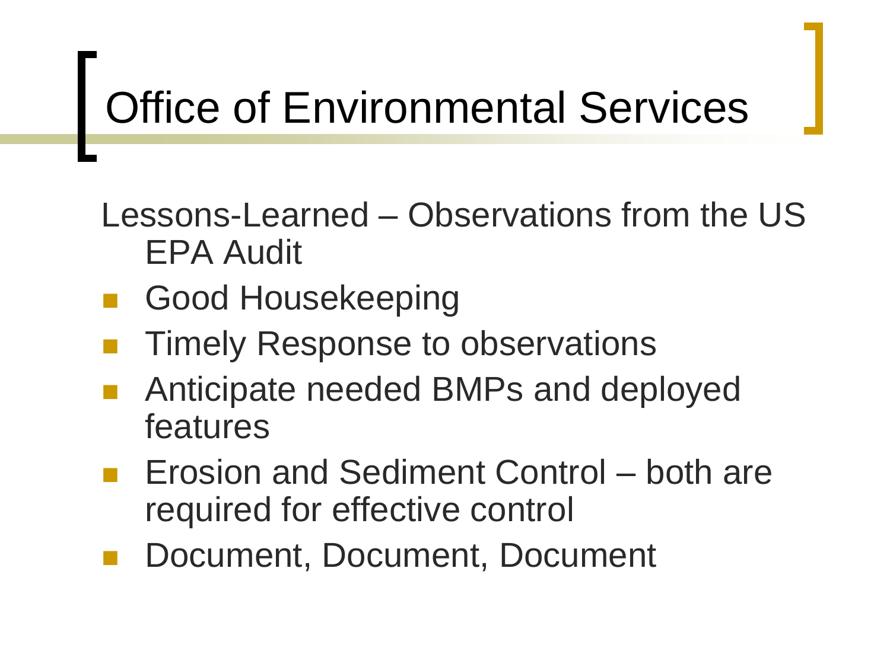# Office of Environmental Services

Lessons-Learned – Observations from the US EPA Audit

- Good Housekeeping
- Timely Response to observations
- Anticipate needed BMPs and deployed features
- Erosion and Sediment Control – both are required for effective control
- Document, Document, Document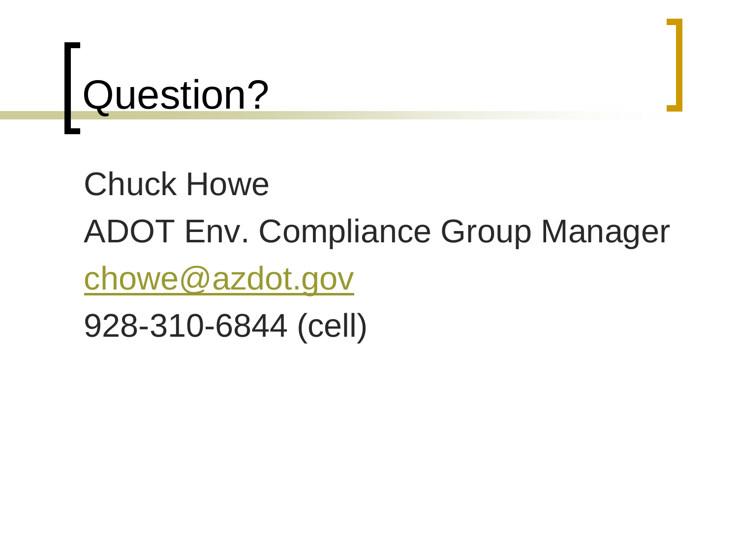# Question?

Chuck Howe

ADOT Env. Compliance Group Manager

chowe@azdot.gov

928-310-6844 (cell)